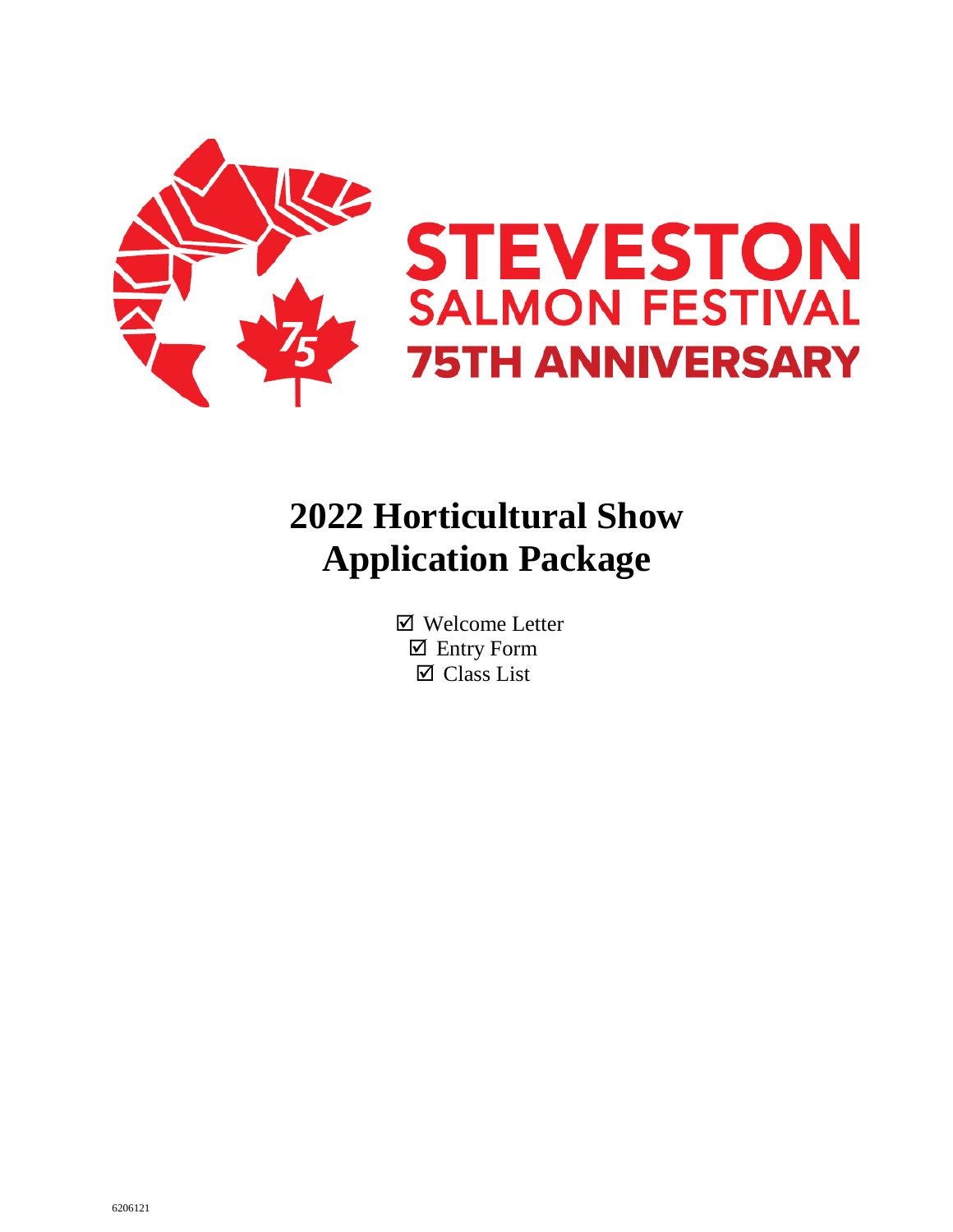STEVESTON
SALMON FESTIVAL
75TH ANNIVERSARY

# 2022 Horticultural Show Application Package

☑ Welcome Letter
☑ Entry Form
☑ Class List

6206121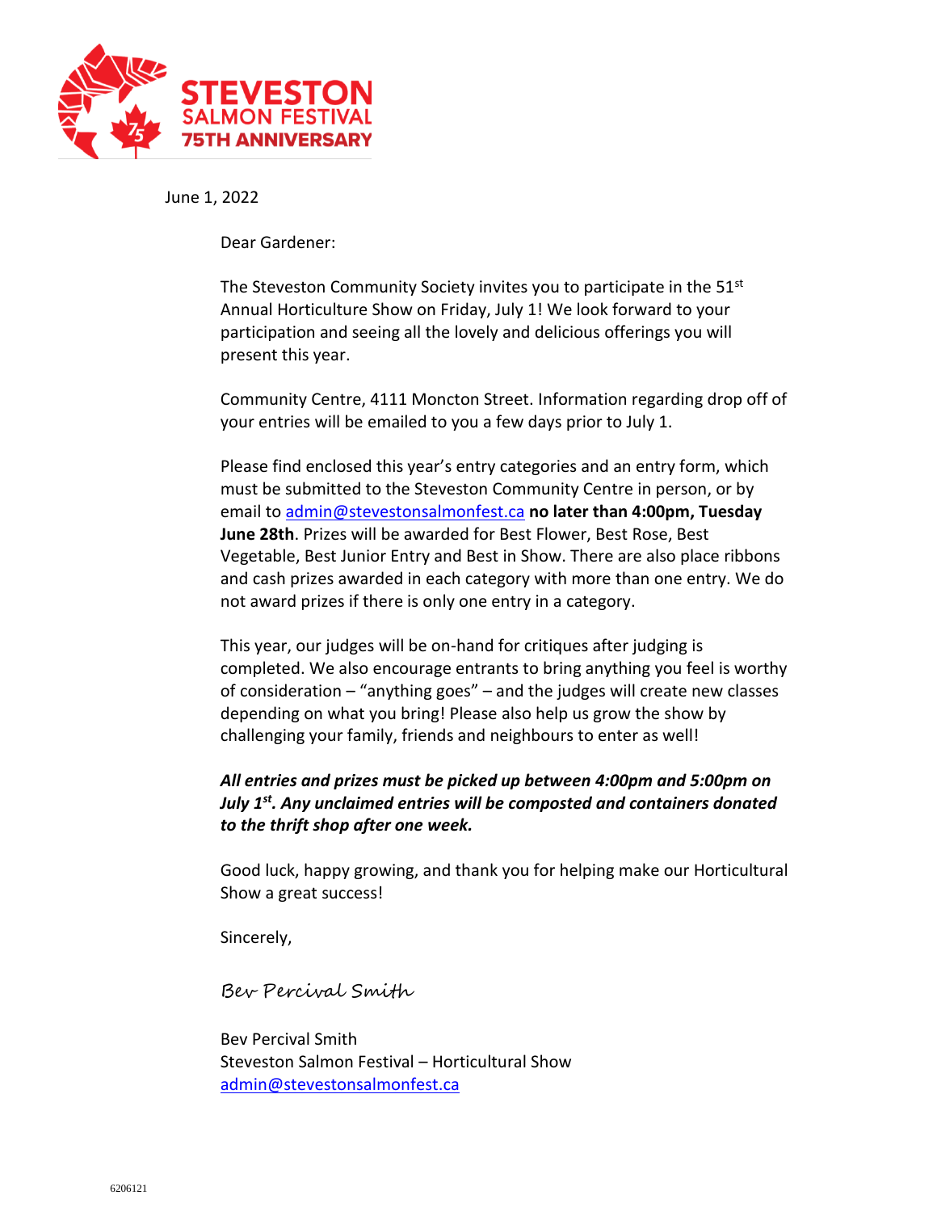STEVESTON SALMON FESTIVAL 75TH ANNIVERSARY

June 1, 2022

Dear Gardener:

The Steveston Community Society invites you to participate in the 51st Annual Horticulture Show on Friday, July 1! We look forward to your participation and seeing all the lovely and delicious offerings you will present this year.

Community Centre, 4111 Moncton Street. Information regarding drop off of your entries will be emailed to you a few days prior to July 1.

Please find enclosed this year's entry categories and an entry form, which must be submitted to the Steveston Community Centre in person, or by email to admin@stevestonsalmonfest.ca **no later than 4:00pm, Tuesday June 28th**. Prizes will be awarded for Best Flower, Best Rose, Best Vegetable, Best Junior Entry and Best in Show. There are also place ribbons and cash prizes awarded in each category with more than one entry. We do not award prizes if there is only one entry in a category.

This year, our judges will be on-hand for critiques after judging is completed. We also encourage entrants to bring anything you feel is worthy of consideration – "anything goes" – and the judges will create new classes depending on what you bring! Please also help us grow the show by challenging your family, friends and neighbours to enter as well!

***All entries and prizes must be picked up between 4:00pm and 5:00pm on July 1st. Any unclaimed entries will be composted and containers donated to the thrift shop after one week.***

Good luck, happy growing, and thank you for helping make our Horticultural Show a great success!

Sincerely,

*Bev Percival Smith*

Bev Percival Smith
Steveston Salmon Festival – Horticultural Show
admin@stevestonsalmonfest.ca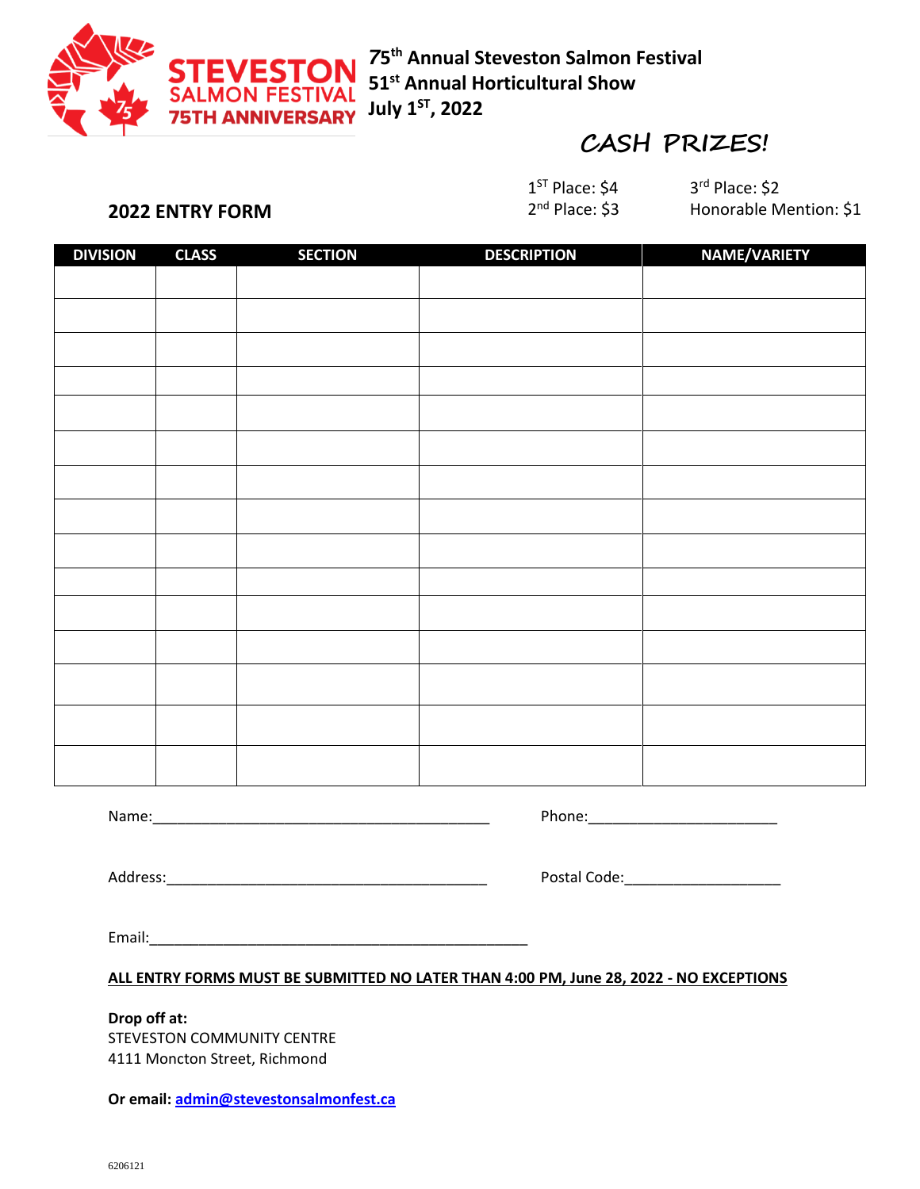STEVESTON SALMON FESTIVAL 75TH ANNIVERSARY

**75th Annual Steveston Salmon Festival**
**51st Annual Horticultural Show**
**July 1ST, 2022**

## CASH PRIZES!

1ST Place: $4
2nd Place: $3
3rd Place: $2
Honorable Mention: $1

## 2022 ENTRY FORM

| DIVISION | CLASS | SECTION | DESCRIPTION | NAME/VARIETY |
|---|---|---|---|---|
| | | | | |
| | | | | |
| | | | | |
| | | | | |
| | | | | |
| | | | | |
| | | | | |
| | | | | |
| | | | | |
| | | | | |
| | | | | |
| | | | | |
| | | | | |
| | | | | |
| | | | | |

Name:___________________________________________ Phone:________________________

Address:________________________________________ Postal Code:___________________

Email:________________________________________________

**ALL ENTRY FORMS MUST BE SUBMITTED NO LATER THAN 4:00 PM, June 28, 2022 - NO EXCEPTIONS**

**Drop off at:**
STEVESTON COMMUNITY CENTRE
4111 Moncton Street, Richmond

**Or email: admin@stevestonsalmonfest.ca**

6206121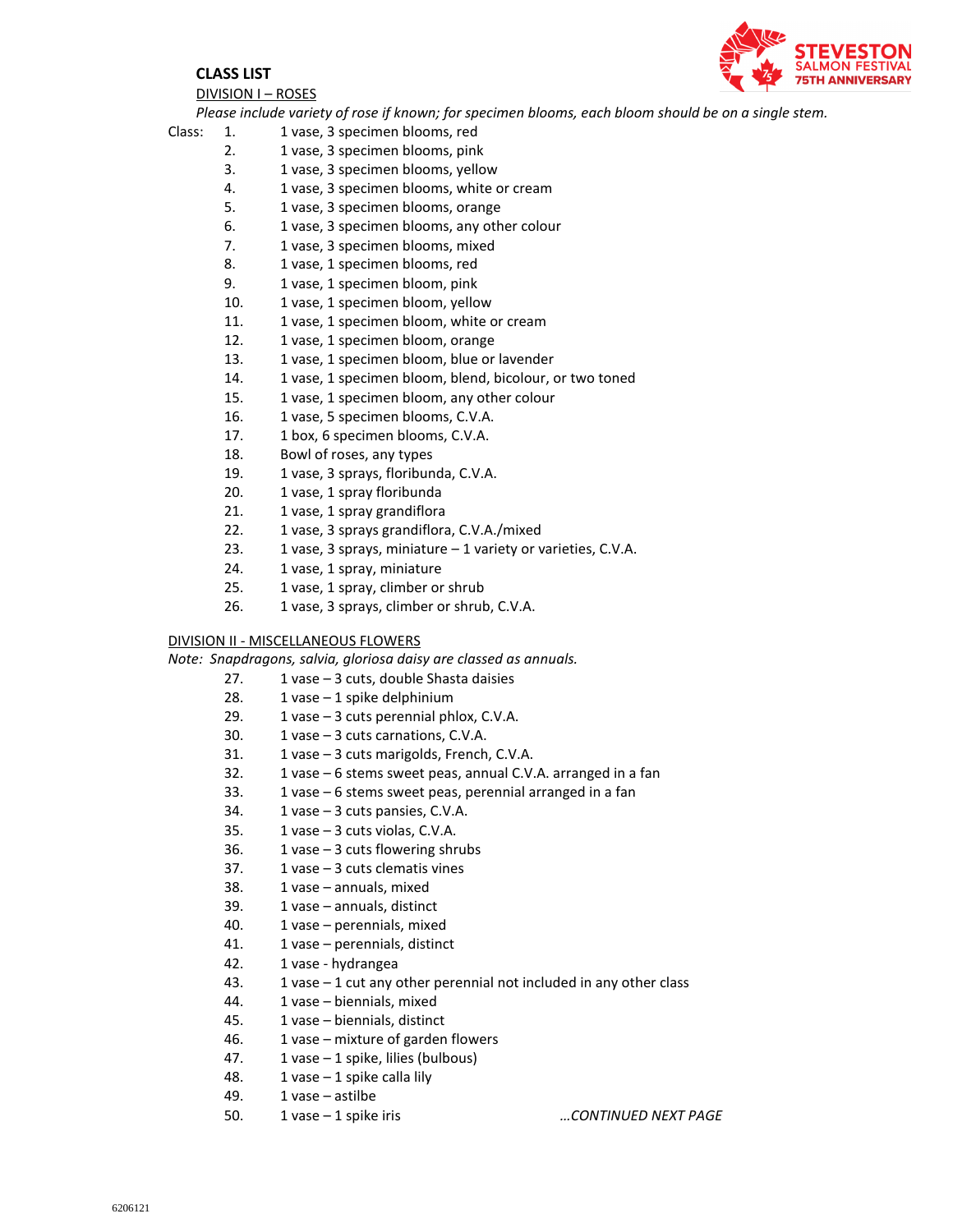## CLASS LIST

DIVISION I – ROSES

*Please include variety of rose if known; for specimen blooms, each bloom should be on a single stem.*

Class:

1. 1 vase, 3 specimen blooms, red
2. 1 vase, 3 specimen blooms, pink
3. 1 vase, 3 specimen blooms, yellow
4. 1 vase, 3 specimen blooms, white or cream
5. 1 vase, 3 specimen blooms, orange
6. 1 vase, 3 specimen blooms, any other colour
7. 1 vase, 3 specimen blooms, mixed
8. 1 vase, 1 specimen blooms, red
9. 1 vase, 1 specimen bloom, pink
10. 1 vase, 1 specimen bloom, yellow
11. 1 vase, 1 specimen bloom, white or cream
12. 1 vase, 1 specimen bloom, orange
13. 1 vase, 1 specimen bloom, blue or lavender
14. 1 vase, 1 specimen bloom, blend, bicolour, or two toned
15. 1 vase, 1 specimen bloom, any other colour
16. 1 vase, 5 specimen blooms, C.V.A.
17. 1 box, 6 specimen blooms, C.V.A.
18. Bowl of roses, any types
19. 1 vase, 3 sprays, floribunda, C.V.A.
20. 1 vase, 1 spray floribunda
21. 1 vase, 1 spray grandiflora
22. 1 vase, 3 sprays grandiflora, C.V.A./mixed
23. 1 vase, 3 sprays, miniature – 1 variety or varieties, C.V.A.
24. 1 vase, 1 spray, miniature
25. 1 vase, 1 spray, climber or shrub
26. 1 vase, 3 sprays, climber or shrub, C.V.A.

DIVISION II - MISCELLANEOUS FLOWERS

*Note: Snapdragons, salvia, gloriosa daisy are classed as annuals.*

27. 1 vase – 3 cuts, double Shasta daisies
28. 1 vase – 1 spike delphinium
29. 1 vase – 3 cuts perennial phlox, C.V.A.
30. 1 vase – 3 cuts carnations, C.V.A.
31. 1 vase – 3 cuts marigolds, French, C.V.A.
32. 1 vase – 6 stems sweet peas, annual C.V.A. arranged in a fan
33. 1 vase – 6 stems sweet peas, perennial arranged in a fan
34. 1 vase – 3 cuts pansies, C.V.A.
35. 1 vase – 3 cuts violas, C.V.A.
36. 1 vase – 3 cuts flowering shrubs
37. 1 vase – 3 cuts clematis vines
38. 1 vase – annuals, mixed
39. 1 vase – annuals, distinct
40. 1 vase – perennials, mixed
41. 1 vase – perennials, distinct
42. 1 vase - hydrangea
43. 1 vase – 1 cut any other perennial not included in any other class
44. 1 vase – biennials, mixed
45. 1 vase – biennials, distinct
46. 1 vase – mixture of garden flowers
47. 1 vase – 1 spike, lilies (bulbous)
48. 1 vase – 1 spike calla lily
49. 1 vase – astilbe
50. 1 vase – 1 spike iris

*…CONTINUED NEXT PAGE*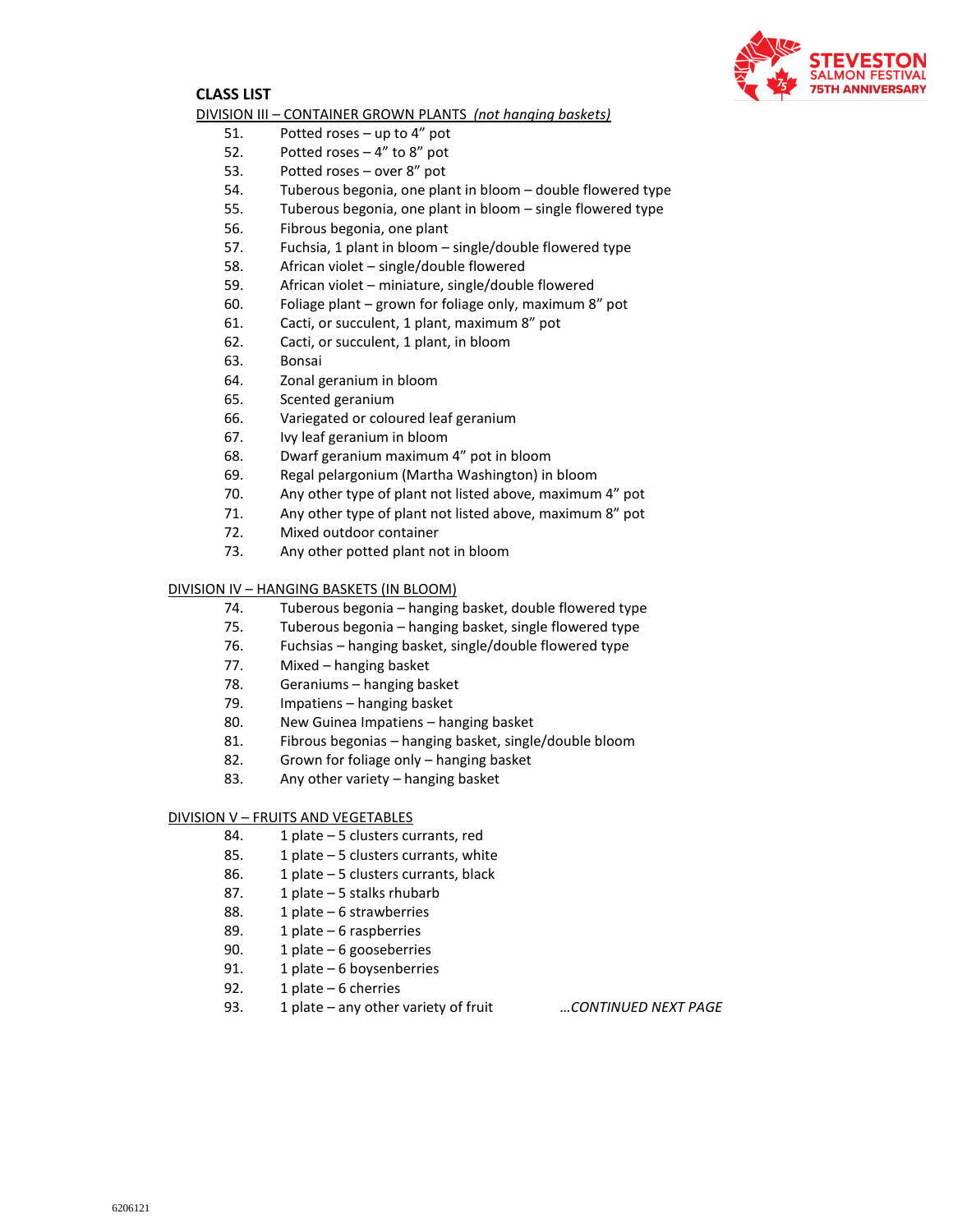## CLASS LIST

DIVISION III – CONTAINER GROWN PLANTS *(not hanging baskets)*

51. Potted roses – up to 4" pot
52. Potted roses – 4" to 8" pot
53. Potted roses – over 8" pot
54. Tuberous begonia, one plant in bloom – double flowered type
55. Tuberous begonia, one plant in bloom – single flowered type
56. Fibrous begonia, one plant
57. Fuchsia, 1 plant in bloom – single/double flowered type
58. African violet – single/double flowered
59. African violet – miniature, single/double flowered
60. Foliage plant – grown for foliage only, maximum 8" pot
61. Cacti, or succulent, 1 plant, maximum 8" pot
62. Cacti, or succulent, 1 plant, in bloom
63. Bonsai
64. Zonal geranium in bloom
65. Scented geranium
66. Variegated or coloured leaf geranium
67. Ivy leaf geranium in bloom
68. Dwarf geranium maximum 4" pot in bloom
69. Regal pelargonium (Martha Washington) in bloom
70. Any other type of plant not listed above, maximum 4" pot
71. Any other type of plant not listed above, maximum 8" pot
72. Mixed outdoor container
73. Any other potted plant not in bloom

DIVISION IV – HANGING BASKETS (IN BLOOM)

74. Tuberous begonia – hanging basket, double flowered type
75. Tuberous begonia – hanging basket, single flowered type
76. Fuchsias – hanging basket, single/double flowered type
77. Mixed – hanging basket
78. Geraniums – hanging basket
79. Impatiens – hanging basket
80. New Guinea Impatiens – hanging basket
81. Fibrous begonias – hanging basket, single/double bloom
82. Grown for foliage only – hanging basket
83. Any other variety – hanging basket

DIVISION V – FRUITS AND VEGETABLES

84. 1 plate – 5 clusters currants, red
85. 1 plate – 5 clusters currants, white
86. 1 plate – 5 clusters currants, black
87. 1 plate – 5 stalks rhubarb
88. 1 plate – 6 strawberries
89. 1 plate – 6 raspberries
90. 1 plate – 6 gooseberries
91. 1 plate – 6 boysenberries
92. 1 plate – 6 cherries
93. 1 plate – any other variety of fruit

*…CONTINUED NEXT PAGE*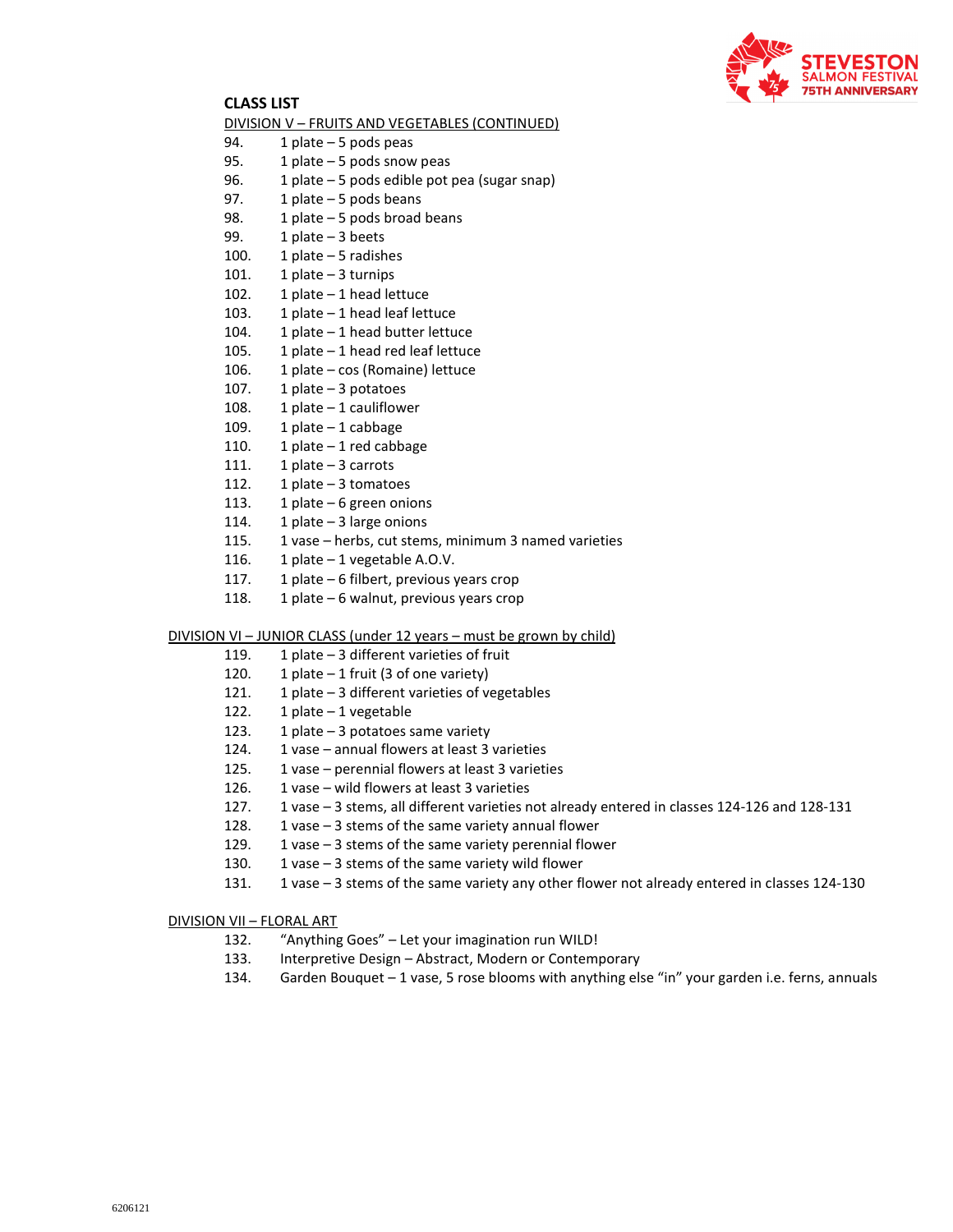## CLASS LIST

DIVISION V – FRUITS AND VEGETABLES (CONTINUED)

94. 1 plate – 5 pods peas
95. 1 plate – 5 pods snow peas
96. 1 plate – 5 pods edible pot pea (sugar snap)
97. 1 plate – 5 pods beans
98. 1 plate – 5 pods broad beans
99. 1 plate – 3 beets
100. 1 plate – 5 radishes
101. 1 plate – 3 turnips
102. 1 plate – 1 head lettuce
103. 1 plate – 1 head leaf lettuce
104. 1 plate – 1 head butter lettuce
105. 1 plate – 1 head red leaf lettuce
106. 1 plate – cos (Romaine) lettuce
107. 1 plate – 3 potatoes
108. 1 plate – 1 cauliflower
109. 1 plate – 1 cabbage
110. 1 plate – 1 red cabbage
111. 1 plate – 3 carrots
112. 1 plate – 3 tomatoes
113. 1 plate – 6 green onions
114. 1 plate – 3 large onions
115. 1 vase – herbs, cut stems, minimum 3 named varieties
116. 1 plate – 1 vegetable A.O.V.
117. 1 plate – 6 filbert, previous years crop
118. 1 plate – 6 walnut, previous years crop

DIVISION VI – JUNIOR CLASS (under 12 years – must be grown by child)

119. 1 plate – 3 different varieties of fruit
120. 1 plate – 1 fruit (3 of one variety)
121. 1 plate – 3 different varieties of vegetables
122. 1 plate – 1 vegetable
123. 1 plate – 3 potatoes same variety
124. 1 vase – annual flowers at least 3 varieties
125. 1 vase – perennial flowers at least 3 varieties
126. 1 vase – wild flowers at least 3 varieties
127. 1 vase – 3 stems, all different varieties not already entered in classes 124-126 and 128-131
128. 1 vase – 3 stems of the same variety annual flower
129. 1 vase – 3 stems of the same variety perennial flower
130. 1 vase – 3 stems of the same variety wild flower
131. 1 vase – 3 stems of the same variety any other flower not already entered in classes 124-130

DIVISION VII – FLORAL ART

132. "Anything Goes" – Let your imagination run WILD!
133. Interpretive Design – Abstract, Modern or Contemporary
134. Garden Bouquet – 1 vase, 5 rose blooms with anything else "in" your garden i.e. ferns, annuals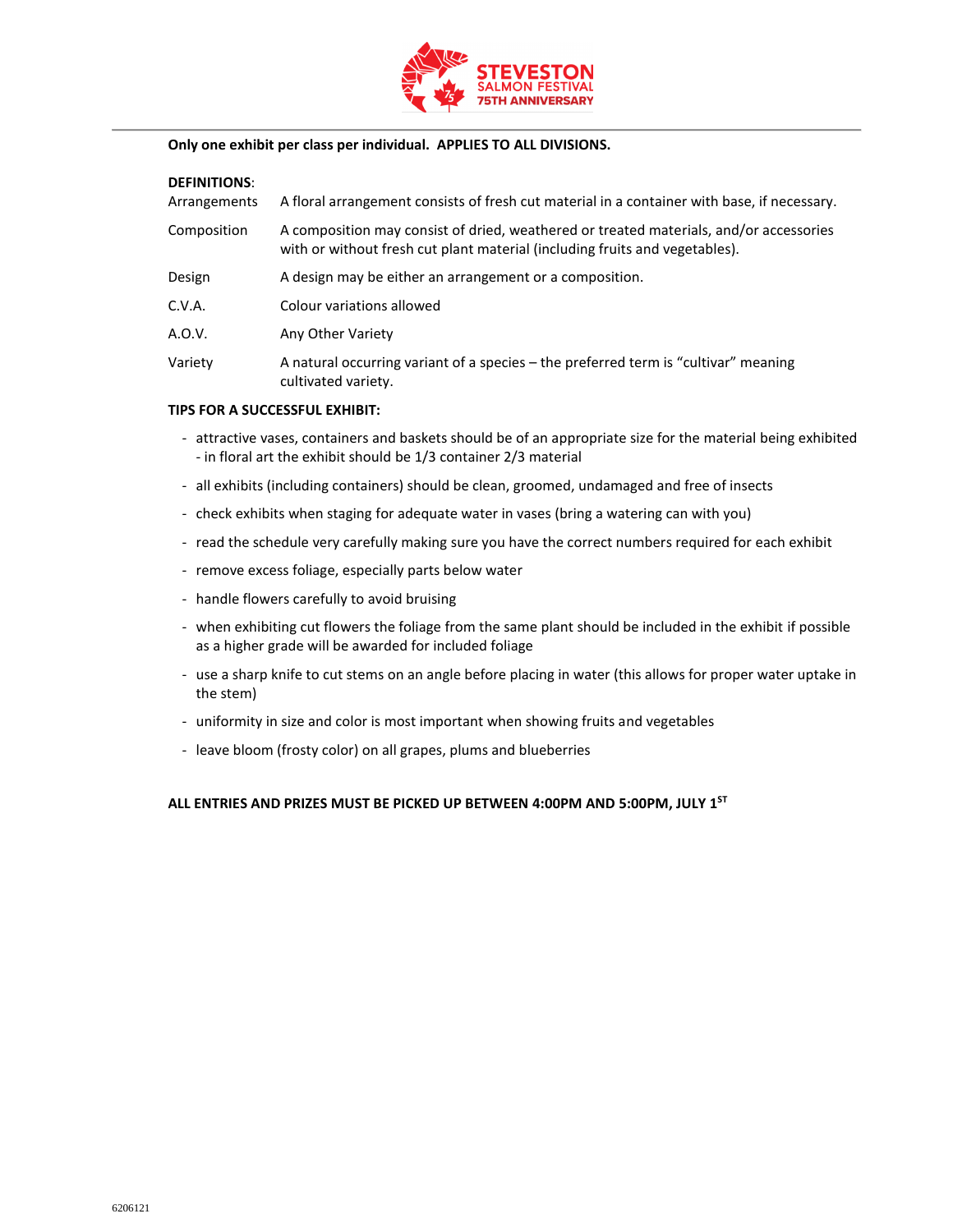**Only one exhibit per class per individual. APPLIES TO ALL DIVISIONS.**

**DEFINITIONS**:

| | |
|---|---|
| Arrangements | A floral arrangement consists of fresh cut material in a container with base, if necessary. |
| Composition | A composition may consist of dried, weathered or treated materials, and/or accessories with or without fresh cut plant material (including fruits and vegetables). |
| Design | A design may be either an arrangement or a composition. |
| C.V.A. | Colour variations allowed |
| A.O.V. | Any Other Variety |
| Variety | A natural occurring variant of a species – the preferred term is "cultivar" meaning cultivated variety. |

**TIPS FOR A SUCCESSFUL EXHIBIT:**

- attractive vases, containers and baskets should be of an appropriate size for the material being exhibited - in floral art the exhibit should be 1/3 container 2/3 material
- all exhibits (including containers) should be clean, groomed, undamaged and free of insects
- check exhibits when staging for adequate water in vases (bring a watering can with you)
- read the schedule very carefully making sure you have the correct numbers required for each exhibit
- remove excess foliage, especially parts below water
- handle flowers carefully to avoid bruising
- when exhibiting cut flowers the foliage from the same plant should be included in the exhibit if possible as a higher grade will be awarded for included foliage
- use a sharp knife to cut stems on an angle before placing in water (this allows for proper water uptake in the stem)
- uniformity in size and color is most important when showing fruits and vegetables
- leave bloom (frosty color) on all grapes, plums and blueberries

**ALL ENTRIES AND PRIZES MUST BE PICKED UP BETWEEN 4:00PM AND 5:00PM, JULY 1ST**